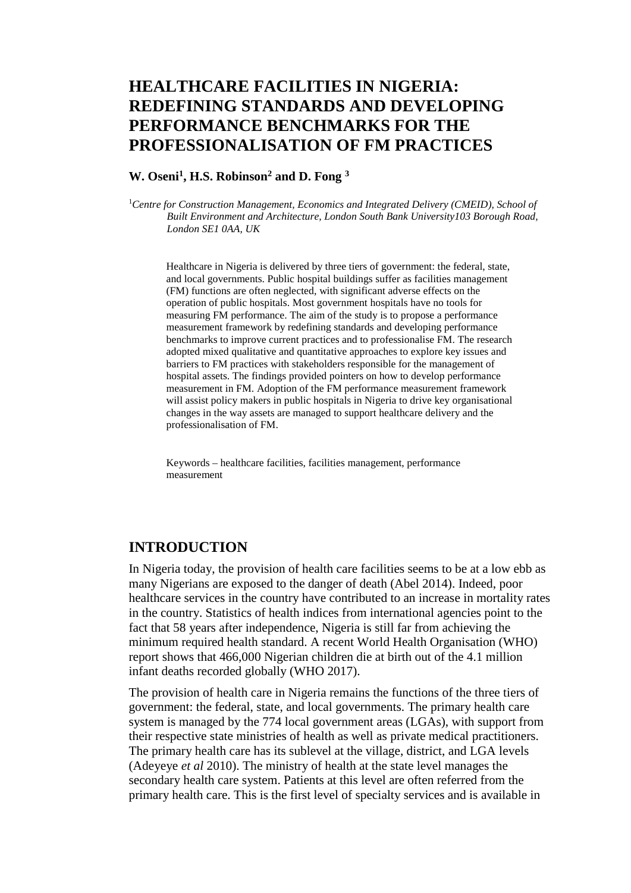# HEALTHCARE FACILITIES IN NIGERIA: REDEFINING STANDARDS AND DEVELOPING PERFORMANCE BENCHMARKS FOR THE PROFESSIONALISATION OF FM PRACTICES

**W. Oseni[1], H.S. Robinson[2] and D. Fong [3]**

[1]*Centre for Construction Management, Economics and Integrated Delivery (CMEID), School of Built Environment and Architecture, London South Bank University103 Borough Road, London SE1 0AA, UK*

Healthcare in Nigeria is delivered by three tiers of government: the federal, state, and local governments. Public hospital buildings suffer as facilities management (FM) functions are often neglected, with significant adverse effects on the operation of public hospitals. Most government hospitals have no tools for measuring FM performance. The aim of the study is to propose a performance measurement framework by redefining standards and developing performance benchmarks to improve current practices and to professionalise FM. The research adopted mixed qualitative and quantitative approaches to explore key issues and barriers to FM practices with stakeholders responsible for the management of hospital assets. The findings provided pointers on how to develop performance measurement in FM. Adoption of the FM performance measurement framework will assist policy makers in public hospitals in Nigeria to drive key organisational changes in the way assets are managed to support healthcare delivery and the professionalisation of FM.

Keywords – healthcare facilities, facilities management, performance measurement

## INTRODUCTION

In Nigeria today, the provision of health care facilities seems to be at a low ebb as many Nigerians are exposed to the danger of death (Abel 2014). Indeed, poor healthcare services in the country have contributed to an increase in mortality rates in the country. Statistics of health indices from international agencies point to the fact that 58 years after independence, Nigeria is still far from achieving the minimum required health standard. A recent World Health Organisation (WHO) report shows that 466,000 Nigerian children die at birth out of the 4.1 million infant deaths recorded globally (WHO 2017).

The provision of health care in Nigeria remains the functions of the three tiers of government: the federal, state, and local governments. The primary health care system is managed by the 774 local government areas (LGAs), with support from their respective state ministries of health as well as private medical practitioners. The primary health care has its sublevel at the village, district, and LGA levels (Adeyeye *et al* 2010). The ministry of health at the state level manages the secondary health care system. Patients at this level are often referred from the primary health care. This is the first level of specialty services and is available in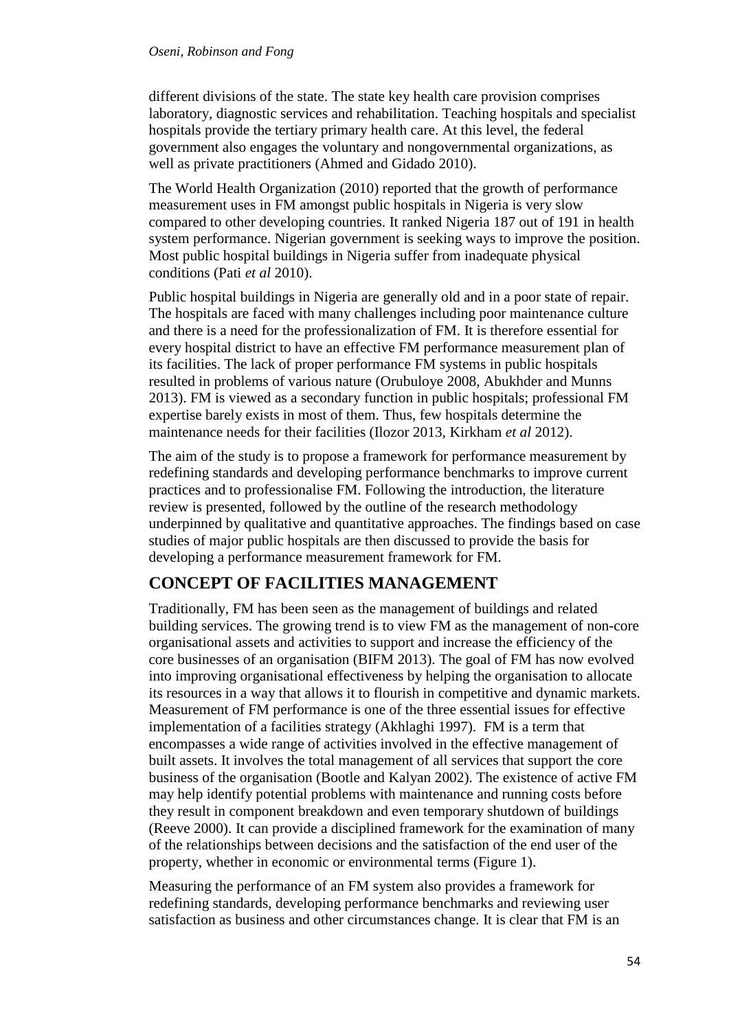different divisions of the state. The state key health care provision comprises laboratory, diagnostic services and rehabilitation. Teaching hospitals and specialist hospitals provide the tertiary primary health care. At this level, the federal government also engages the voluntary and nongovernmental organizations, as well as private practitioners (Ahmed and Gidado 2010).

The World Health Organization (2010) reported that the growth of performance measurement uses in FM amongst public hospitals in Nigeria is very slow compared to other developing countries. It ranked Nigeria 187 out of 191 in health system performance. Nigerian government is seeking ways to improve the position. Most public hospital buildings in Nigeria suffer from inadequate physical conditions (Pati *et al* 2010).

Public hospital buildings in Nigeria are generally old and in a poor state of repair. The hospitals are faced with many challenges including poor maintenance culture and there is a need for the professionalization of FM. It is therefore essential for every hospital district to have an effective FM performance measurement plan of its facilities. The lack of proper performance FM systems in public hospitals resulted in problems of various nature (Orubuloye 2008, Abukhder and Munns 2013). FM is viewed as a secondary function in public hospitals; professional FM expertise barely exists in most of them. Thus, few hospitals determine the maintenance needs for their facilities (Ilozor 2013, Kirkham *et al* 2012).

The aim of the study is to propose a framework for performance measurement by redefining standards and developing performance benchmarks to improve current practices and to professionalise FM. Following the introduction, the literature review is presented, followed by the outline of the research methodology underpinned by qualitative and quantitative approaches. The findings based on case studies of major public hospitals are then discussed to provide the basis for developing a performance measurement framework for FM.

## CONCEPT OF FACILITIES MANAGEMENT

Traditionally, FM has been seen as the management of buildings and related building services. The growing trend is to view FM as the management of non-core organisational assets and activities to support and increase the efficiency of the core businesses of an organisation (BIFM 2013). The goal of FM has now evolved into improving organisational effectiveness by helping the organisation to allocate its resources in a way that allows it to flourish in competitive and dynamic markets. Measurement of FM performance is one of the three essential issues for effective implementation of a facilities strategy (Akhlaghi 1997). FM is a term that encompasses a wide range of activities involved in the effective management of built assets. It involves the total management of all services that support the core business of the organisation (Bootle and Kalyan 2002). The existence of active FM may help identify potential problems with maintenance and running costs before they result in component breakdown and even temporary shutdown of buildings (Reeve 2000). It can provide a disciplined framework for the examination of many of the relationships between decisions and the satisfaction of the end user of the property, whether in economic or environmental terms (Figure 1).

Measuring the performance of an FM system also provides a framework for redefining standards, developing performance benchmarks and reviewing user satisfaction as business and other circumstances change. It is clear that FM is an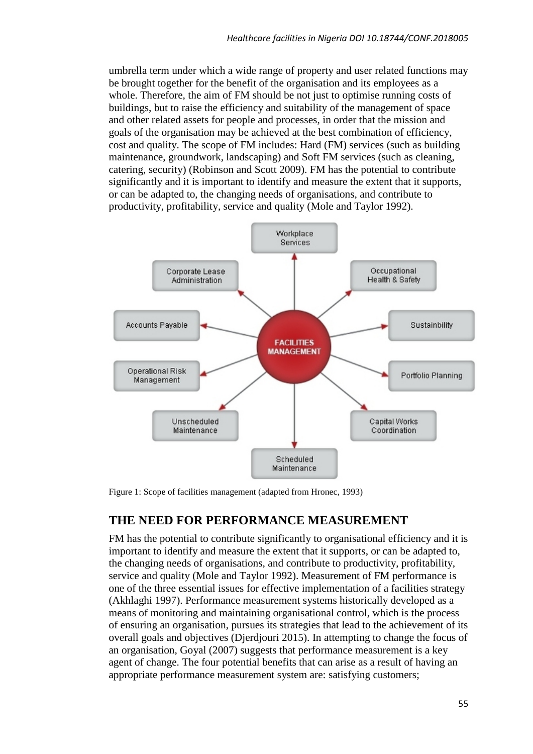umbrella term under which a wide range of property and user related functions may be brought together for the benefit of the organisation and its employees as a whole. Therefore, the aim of FM should be not just to optimise running costs of buildings, but to raise the efficiency and suitability of the management of space and other related assets for people and processes, in order that the mission and goals of the organisation may be achieved at the best combination of efficiency, cost and quality. The scope of FM includes: Hard (FM) services (such as building maintenance, groundwork, landscaping) and Soft FM services (such as cleaning, catering, security) (Robinson and Scott 2009). FM has the potential to contribute significantly and it is important to identify and measure the extent that it supports, or can be adapted to, the changing needs of organisations, and contribute to productivity, profitability, service and quality (Mole and Taylor 1992).

Figure 1: Scope of facilities management (adapted from Hronec, 1993)

## THE NEED FOR PERFORMANCE MEASUREMENT

FM has the potential to contribute significantly to organisational efficiency and it is important to identify and measure the extent that it supports, or can be adapted to, the changing needs of organisations, and contribute to productivity, profitability, service and quality (Mole and Taylor 1992). Measurement of FM performance is one of the three essential issues for effective implementation of a facilities strategy (Akhlaghi 1997). Performance measurement systems historically developed as a means of monitoring and maintaining organisational control, which is the process of ensuring an organisation, pursues its strategies that lead to the achievement of its overall goals and objectives (Djerdjouri 2015). In attempting to change the focus of an organisation, Goyal (2007) suggests that performance measurement is a key agent of change. The four potential benefits that can arise as a result of having an appropriate performance measurement system are: satisfying customers;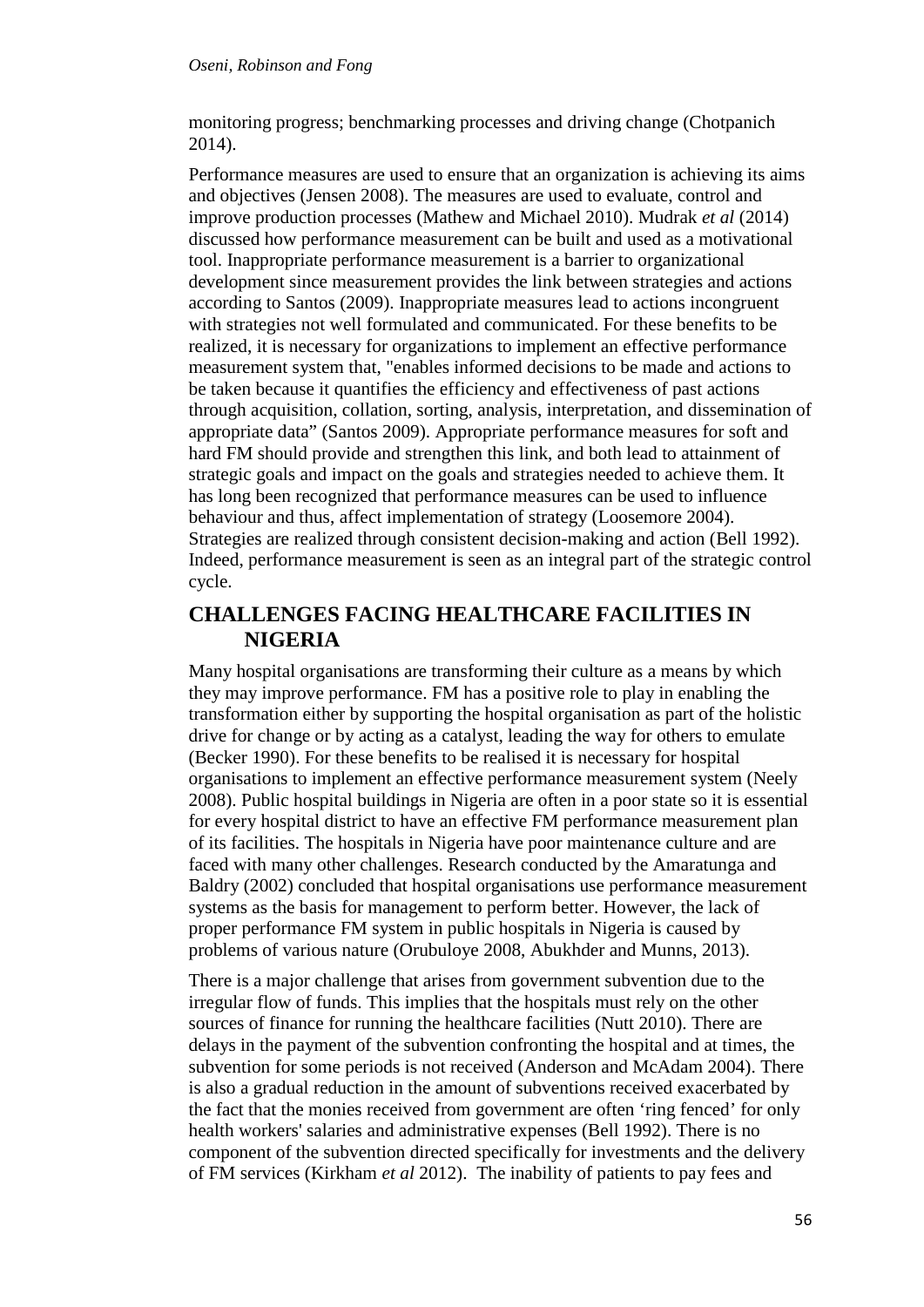monitoring progress; benchmarking processes and driving change (Chotpanich 2014).

Performance measures are used to ensure that an organization is achieving its aims and objectives (Jensen 2008). The measures are used to evaluate, control and improve production processes (Mathew and Michael 2010). Mudrak *et al* (2014) discussed how performance measurement can be built and used as a motivational tool. Inappropriate performance measurement is a barrier to organizational development since measurement provides the link between strategies and actions according to Santos (2009). Inappropriate measures lead to actions incongruent with strategies not well formulated and communicated. For these benefits to be realized, it is necessary for organizations to implement an effective performance measurement system that, "enables informed decisions to be made and actions to be taken because it quantifies the efficiency and effectiveness of past actions through acquisition, collation, sorting, analysis, interpretation, and dissemination of appropriate data" (Santos 2009). Appropriate performance measures for soft and hard FM should provide and strengthen this link, and both lead to attainment of strategic goals and impact on the goals and strategies needed to achieve them. It has long been recognized that performance measures can be used to influence behaviour and thus, affect implementation of strategy (Loosemore 2004). Strategies are realized through consistent decision-making and action (Bell 1992). Indeed, performance measurement is seen as an integral part of the strategic control cycle.

## CHALLENGES FACING HEALTHCARE FACILITIES IN NIGERIA

Many hospital organisations are transforming their culture as a means by which they may improve performance. FM has a positive role to play in enabling the transformation either by supporting the hospital organisation as part of the holistic drive for change or by acting as a catalyst, leading the way for others to emulate (Becker 1990). For these benefits to be realised it is necessary for hospital organisations to implement an effective performance measurement system (Neely 2008). Public hospital buildings in Nigeria are often in a poor state so it is essential for every hospital district to have an effective FM performance measurement plan of its facilities. The hospitals in Nigeria have poor maintenance culture and are faced with many other challenges. Research conducted by the Amaratunga and Baldry (2002) concluded that hospital organisations use performance measurement systems as the basis for management to perform better. However, the lack of proper performance FM system in public hospitals in Nigeria is caused by problems of various nature (Orubuloye 2008, Abukhder and Munns, 2013).

There is a major challenge that arises from government subvention due to the irregular flow of funds. This implies that the hospitals must rely on the other sources of finance for running the healthcare facilities (Nutt 2010). There are delays in the payment of the subvention confronting the hospital and at times, the subvention for some periods is not received (Anderson and McAdam 2004). There is also a gradual reduction in the amount of subventions received exacerbated by the fact that the monies received from government are often 'ring fenced' for only health workers' salaries and administrative expenses (Bell 1992). There is no component of the subvention directed specifically for investments and the delivery of FM services (Kirkham *et al* 2012). The inability of patients to pay fees and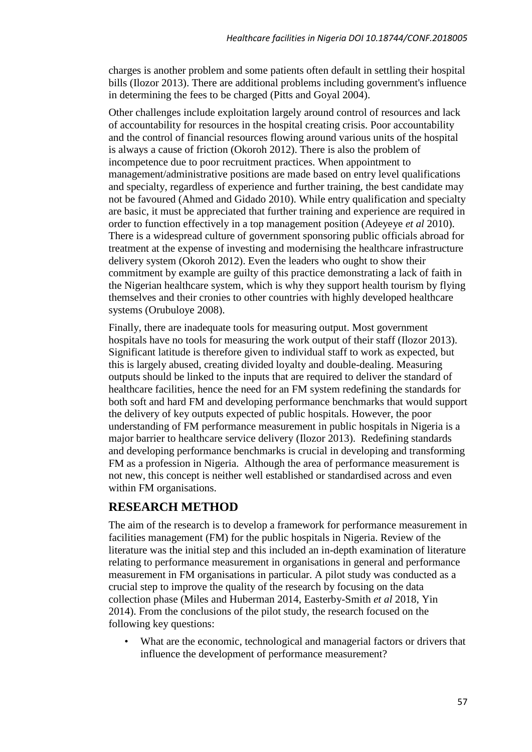charges is another problem and some patients often default in settling their hospital bills (Ilozor 2013). There are additional problems including government's influence in determining the fees to be charged (Pitts and Goyal 2004).

Other challenges include exploitation largely around control of resources and lack of accountability for resources in the hospital creating crisis. Poor accountability and the control of financial resources flowing around various units of the hospital is always a cause of friction (Okoroh 2012). There is also the problem of incompetence due to poor recruitment practices. When appointment to management/administrative positions are made based on entry level qualifications and specialty, regardless of experience and further training, the best candidate may not be favoured (Ahmed and Gidado 2010). While entry qualification and specialty are basic, it must be appreciated that further training and experience are required in order to function effectively in a top management position (Adeyeye *et al* 2010). There is a widespread culture of government sponsoring public officials abroad for treatment at the expense of investing and modernising the healthcare infrastructure delivery system (Okoroh 2012). Even the leaders who ought to show their commitment by example are guilty of this practice demonstrating a lack of faith in the Nigerian healthcare system, which is why they support health tourism by flying themselves and their cronies to other countries with highly developed healthcare systems (Orubuloye 2008).

Finally, there are inadequate tools for measuring output. Most government hospitals have no tools for measuring the work output of their staff (Ilozor 2013). Significant latitude is therefore given to individual staff to work as expected, but this is largely abused, creating divided loyalty and double-dealing. Measuring outputs should be linked to the inputs that are required to deliver the standard of healthcare facilities, hence the need for an FM system redefining the standards for both soft and hard FM and developing performance benchmarks that would support the delivery of key outputs expected of public hospitals. However, the poor understanding of FM performance measurement in public hospitals in Nigeria is a major barrier to healthcare service delivery (Ilozor 2013). Redefining standards and developing performance benchmarks is crucial in developing and transforming FM as a profession in Nigeria. Although the area of performance measurement is not new, this concept is neither well established or standardised across and even within FM organisations.

## RESEARCH METHOD

The aim of the research is to develop a framework for performance measurement in facilities management (FM) for the public hospitals in Nigeria. Review of the literature was the initial step and this included an in-depth examination of literature relating to performance measurement in organisations in general and performance measurement in FM organisations in particular. A pilot study was conducted as a crucial step to improve the quality of the research by focusing on the data collection phase (Miles and Huberman 2014, Easterby-Smith *et al* 2018, Yin 2014). From the conclusions of the pilot study, the research focused on the following key questions:

- What are the economic, technological and managerial factors or drivers that influence the development of performance measurement?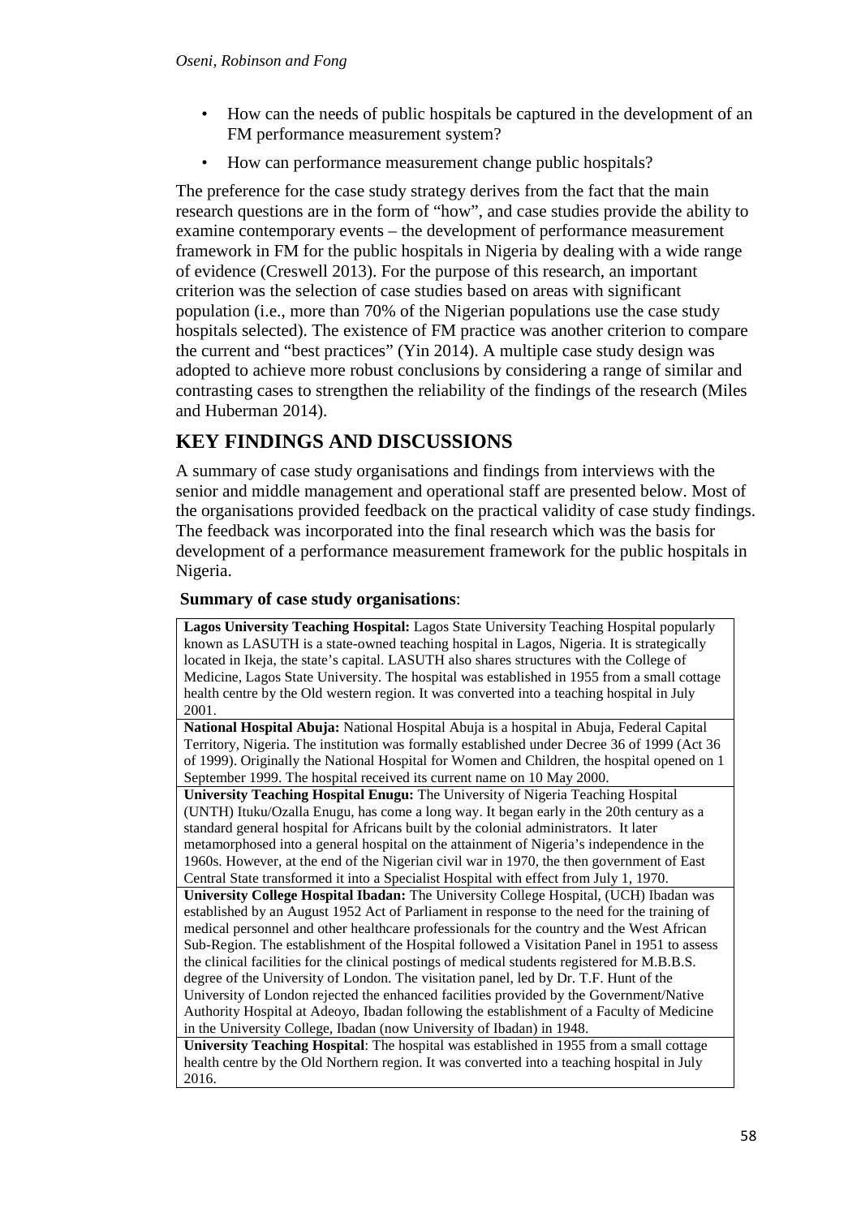- How can the needs of public hospitals be captured in the development of an FM performance measurement system?
- How can performance measurement change public hospitals?

The preference for the case study strategy derives from the fact that the main research questions are in the form of "how", and case studies provide the ability to examine contemporary events – the development of performance measurement framework in FM for the public hospitals in Nigeria by dealing with a wide range of evidence (Creswell 2013). For the purpose of this research, an important criterion was the selection of case studies based on areas with significant population (i.e., more than 70% of the Nigerian populations use the case study hospitals selected). The existence of FM practice was another criterion to compare the current and "best practices" (Yin 2014). A multiple case study design was adopted to achieve more robust conclusions by considering a range of similar and contrasting cases to strengthen the reliability of the findings of the research (Miles and Huberman 2014).

## KEY FINDINGS AND DISCUSSIONS

A summary of case study organisations and findings from interviews with the senior and middle management and operational staff are presented below. Most of the organisations provided feedback on the practical validity of case study findings. The feedback was incorporated into the final research which was the basis for development of a performance measurement framework for the public hospitals in Nigeria.

**Summary of case study organisations**:

| |
|---|
| **Lagos University Teaching Hospital:** Lagos State University Teaching Hospital popularly known as LASUTH is a state-owned teaching hospital in Lagos, Nigeria. It is strategically located in Ikeja, the state's capital. LASUTH also shares structures with the College of Medicine, Lagos State University. The hospital was established in 1955 from a small cottage health centre by the Old western region. It was converted into a teaching hospital in July 2001. |
| **National Hospital Abuja:** National Hospital Abuja is a hospital in Abuja, Federal Capital Territory, Nigeria. The institution was formally established under Decree 36 of 1999 (Act 36 of 1999). Originally the National Hospital for Women and Children, the hospital opened on 1 September 1999. The hospital received its current name on 10 May 2000. |
| **University Teaching Hospital Enugu:** The University of Nigeria Teaching Hospital (UNTH) Ituku/Ozalla Enugu, has come a long way. It began early in the 20th century as a standard general hospital for Africans built by the colonial administrators. It later metamorphosed into a general hospital on the attainment of Nigeria's independence in the 1960s. However, at the end of the Nigerian civil war in 1970, the then government of East Central State transformed it into a Specialist Hospital with effect from July 1, 1970. |
| **University College Hospital Ibadan:** The University College Hospital, (UCH) Ibadan was established by an August 1952 Act of Parliament in response to the need for the training of medical personnel and other healthcare professionals for the country and the West African Sub-Region. The establishment of the Hospital followed a Visitation Panel in 1951 to assess the clinical facilities for the clinical postings of medical students registered for M.B.B.S. degree of the University of London. The visitation panel, led by Dr. T.F. Hunt of the University of London rejected the enhanced facilities provided by the Government/Native Authority Hospital at Adeoyo, Ibadan following the establishment of a Faculty of Medicine in the University College, Ibadan (now University of Ibadan) in 1948. |
| **University Teaching Hospital**: The hospital was established in 1955 from a small cottage health centre by the Old Northern region. It was converted into a teaching hospital in July 2016. |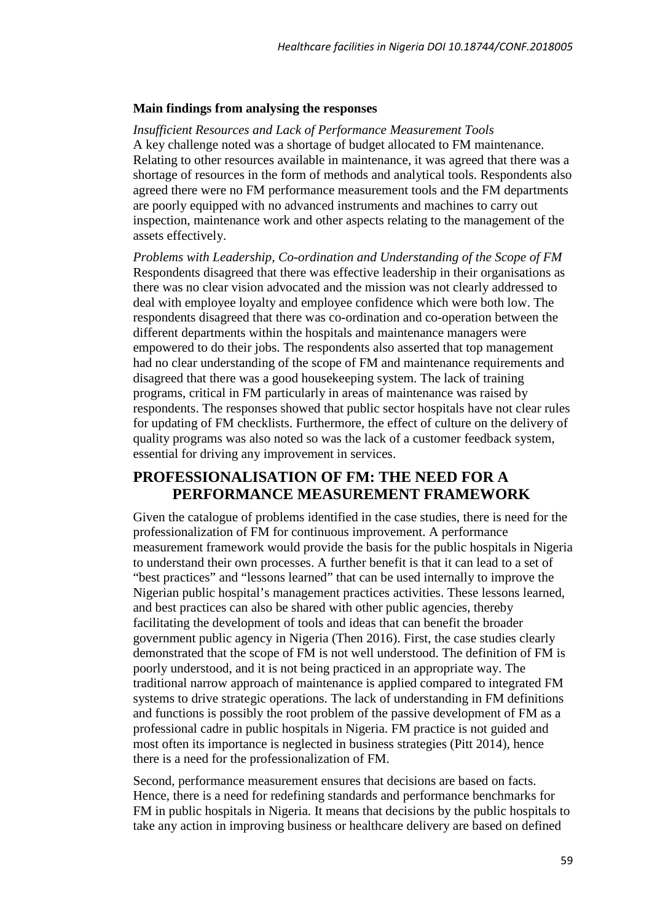**Main findings from analysing the responses**

*Insufficient Resources and Lack of Performance Measurement Tools*

A key challenge noted was a shortage of budget allocated to FM maintenance. Relating to other resources available in maintenance, it was agreed that there was a shortage of resources in the form of methods and analytical tools. Respondents also agreed there were no FM performance measurement tools and the FM departments are poorly equipped with no advanced instruments and machines to carry out inspection, maintenance work and other aspects relating to the management of the assets effectively.

*Problems with Leadership, Co-ordination and Understanding of the Scope of FM*

Respondents disagreed that there was effective leadership in their organisations as there was no clear vision advocated and the mission was not clearly addressed to deal with employee loyalty and employee confidence which were both low. The respondents disagreed that there was co-ordination and co-operation between the different departments within the hospitals and maintenance managers were empowered to do their jobs. The respondents also asserted that top management had no clear understanding of the scope of FM and maintenance requirements and disagreed that there was a good housekeeping system. The lack of training programs, critical in FM particularly in areas of maintenance was raised by respondents. The responses showed that public sector hospitals have not clear rules for updating of FM checklists. Furthermore, the effect of culture on the delivery of quality programs was also noted so was the lack of a customer feedback system, essential for driving any improvement in services.

## PROFESSIONALISATION OF FM: THE NEED FOR A PERFORMANCE MEASUREMENT FRAMEWORK

Given the catalogue of problems identified in the case studies, there is need for the professionalization of FM for continuous improvement. A performance measurement framework would provide the basis for the public hospitals in Nigeria to understand their own processes. A further benefit is that it can lead to a set of "best practices" and "lessons learned" that can be used internally to improve the Nigerian public hospital's management practices activities. These lessons learned, and best practices can also be shared with other public agencies, thereby facilitating the development of tools and ideas that can benefit the broader government public agency in Nigeria (Then 2016). First, the case studies clearly demonstrated that the scope of FM is not well understood. The definition of FM is poorly understood, and it is not being practiced in an appropriate way. The traditional narrow approach of maintenance is applied compared to integrated FM systems to drive strategic operations. The lack of understanding in FM definitions and functions is possibly the root problem of the passive development of FM as a professional cadre in public hospitals in Nigeria. FM practice is not guided and most often its importance is neglected in business strategies (Pitt 2014), hence there is a need for the professionalization of FM.

Second, performance measurement ensures that decisions are based on facts. Hence, there is a need for redefining standards and performance benchmarks for FM in public hospitals in Nigeria. It means that decisions by the public hospitals to take any action in improving business or healthcare delivery are based on defined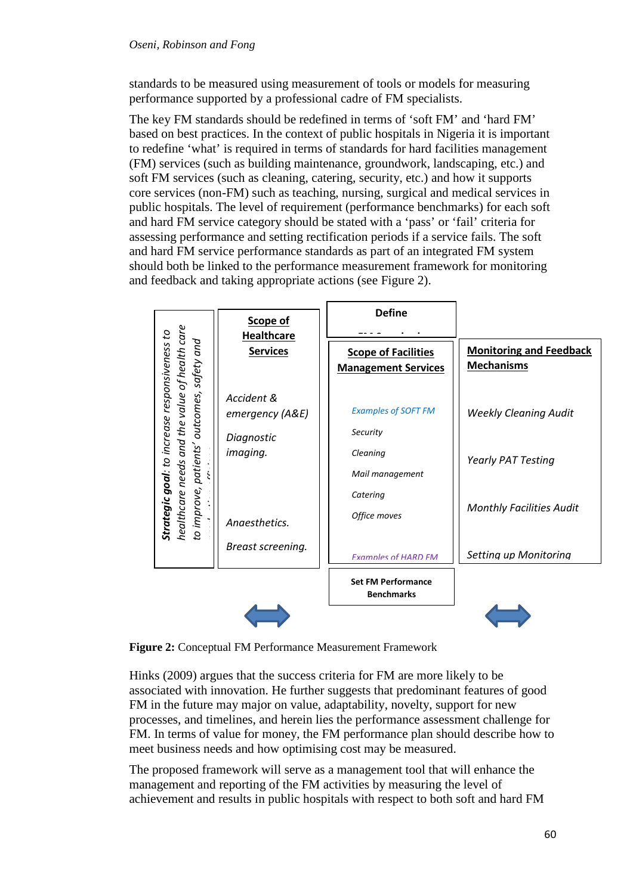standards to be measured using measurement of tools or models for measuring performance supported by a professional cadre of FM specialists.

The key FM standards should be redefined in terms of 'soft FM' and 'hard FM' based on best practices. In the context of public hospitals in Nigeria it is important to redefine 'what' is required in terms of standards for hard facilities management (FM) services (such as building maintenance, groundwork, landscaping, etc.) and soft FM services (such as cleaning, catering, security, etc.) and how it supports core services (non-FM) such as teaching, nursing, surgical and medical services in public hospitals. The level of requirement (performance benchmarks) for each soft and hard FM service category should be stated with a 'pass' or 'fail' criteria for assessing performance and setting rectification periods if a service fails. The soft and hard FM service performance standards as part of an integrated FM system should both be linked to the performance measurement framework for monitoring and feedback and taking appropriate actions (see Figure 2).

***Strategic goal**: to increase responsiveness to healthcare needs and the value of health care to improve, patients' outcomes, safety and*

**Scope of Healthcare Services**

*Accident & emergency (A&E)*

*Diagnostic imaging.*

*Anaesthetics.*

*Breast screening.*

**Define**

**Scope of Facilities Management Services**

*Examples of SOFT FM*

*Security*

*Cleaning*

*Mail management*

*Catering*

*Office moves*

*Examples of HARD FM*

**Set FM Performance Benchmarks**

**Monitoring and Feedback Mechanisms**

*Weekly Cleaning Audit*

*Yearly PAT Testing*

*Monthly Facilities Audit*

*Setting up Monitoring*

**Figure 2:** Conceptual FM Performance Measurement Framework

Hinks (2009) argues that the success criteria for FM are more likely to be associated with innovation. He further suggests that predominant features of good FM in the future may major on value, adaptability, novelty, support for new processes, and timelines, and herein lies the performance assessment challenge for FM. In terms of value for money, the FM performance plan should describe how to meet business needs and how optimising cost may be measured.

The proposed framework will serve as a management tool that will enhance the management and reporting of the FM activities by measuring the level of achievement and results in public hospitals with respect to both soft and hard FM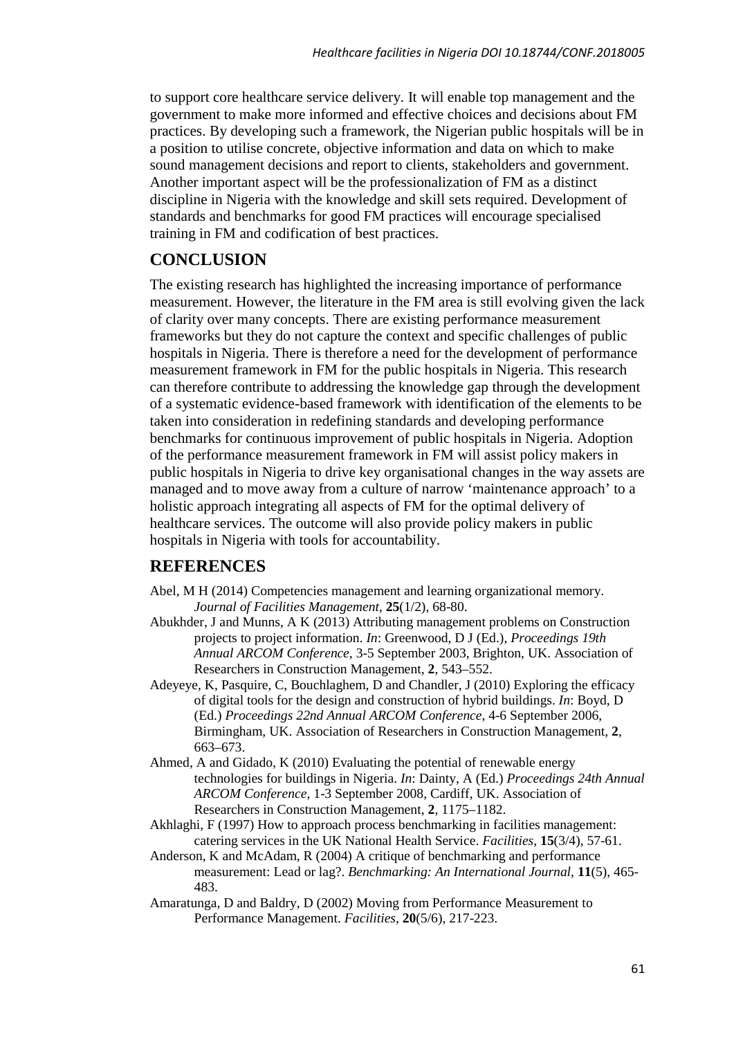to support core healthcare service delivery. It will enable top management and the government to make more informed and effective choices and decisions about FM practices. By developing such a framework, the Nigerian public hospitals will be in a position to utilise concrete, objective information and data on which to make sound management decisions and report to clients, stakeholders and government. Another important aspect will be the professionalization of FM as a distinct discipline in Nigeria with the knowledge and skill sets required. Development of standards and benchmarks for good FM practices will encourage specialised training in FM and codification of best practices.

## CONCLUSION

The existing research has highlighted the increasing importance of performance measurement. However, the literature in the FM area is still evolving given the lack of clarity over many concepts. There are existing performance measurement frameworks but they do not capture the context and specific challenges of public hospitals in Nigeria. There is therefore a need for the development of performance measurement framework in FM for the public hospitals in Nigeria. This research can therefore contribute to addressing the knowledge gap through the development of a systematic evidence-based framework with identification of the elements to be taken into consideration in redefining standards and developing performance benchmarks for continuous improvement of public hospitals in Nigeria. Adoption of the performance measurement framework in FM will assist policy makers in public hospitals in Nigeria to drive key organisational changes in the way assets are managed and to move away from a culture of narrow 'maintenance approach' to a holistic approach integrating all aspects of FM for the optimal delivery of healthcare services. The outcome will also provide policy makers in public hospitals in Nigeria with tools for accountability.

## REFERENCES

Abel, M H (2014) Competencies management and learning organizational memory. *Journal of Facilities Management*, **25**(1/2), 68-80.

Abukhder, J and Munns, A K (2013) Attributing management problems on Construction projects to project information. *In*: Greenwood, D J (Ed.), *Proceedings 19th Annual ARCOM Conference*, 3-5 September 2003, Brighton, UK. Association of Researchers in Construction Management, **2**, 543–552.

Adeyeye, K, Pasquire, C, Bouchlaghem, D and Chandler, J (2010) Exploring the efficacy of digital tools for the design and construction of hybrid buildings. *In*: Boyd, D (Ed.) *Proceedings 22nd Annual ARCOM Conference*, 4-6 September 2006, Birmingham, UK. Association of Researchers in Construction Management, **2**, 663–673.

Ahmed, A and Gidado, K (2010) Evaluating the potential of renewable energy technologies for buildings in Nigeria. *In*: Dainty, A (Ed.) *Proceedings 24th Annual ARCOM Conference*, 1-3 September 2008, Cardiff, UK. Association of Researchers in Construction Management, **2**, 1175–1182.

Akhlaghi, F (1997) How to approach process benchmarking in facilities management: catering services in the UK National Health Service. *Facilities*, **15**(3/4), 57-61.

Anderson, K and McAdam, R (2004) A critique of benchmarking and performance measurement: Lead or lag?. *Benchmarking: An International Journal*, **11**(5), 465-483.

Amaratunga, D and Baldry, D (2002) Moving from Performance Measurement to Performance Management. *Facilities*, **20**(5/6), 217-223.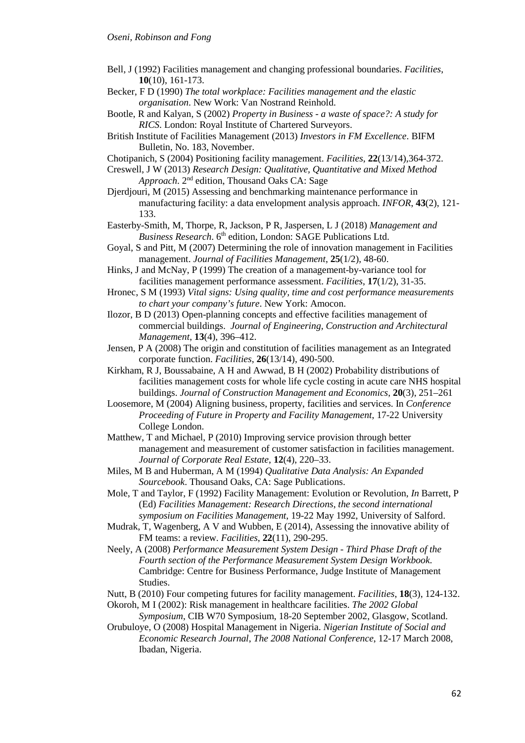Bell, J (1992) Facilities management and changing professional boundaries. *Facilities*, **10**(10), 161-173.

Becker, F D (1990) *The total workplace: Facilities management and the elastic organisation*. New Work: Van Nostrand Reinhold.

Bootle, R and Kalyan, S (2002) *Property in Business - a waste of space?: A study for RICS*. London: Royal Institute of Chartered Surveyors.

British Institute of Facilities Management (2013) *Investors in FM Excellence*. BIFM Bulletin, No. 183, November.

Chotipanich, S (2004) Positioning facility management. *Facilities*, **22**(13/14),364-372.

Creswell, J W (2013) *Research Design: Qualitative, Quantitative and Mixed Method Approach*. 2nd edition, Thousand Oaks CA: Sage

Djerdjouri, M (2015) Assessing and benchmarking maintenance performance in manufacturing facility: a data envelopment analysis approach. *INFOR*, **43**(2), 121-133.

Easterby-Smith, M, Thorpe, R, Jackson, P R, Jaspersen, L J (2018) *Management and Business Research*. 6th edition, London: SAGE Publications Ltd.

Goyal, S and Pitt, M (2007) Determining the role of innovation management in Facilities management. *Journal of Facilities Management*, **25**(1/2), 48-60.

Hinks, J and McNay, P (1999) The creation of a management-by-variance tool for facilities management performance assessment. *Facilities*, **17**(1/2), 31-35.

Hronec, S M (1993) *Vital signs: Using quality, time and cost performance measurements to chart your company's future*. New York: Amocon.

Ilozor, B D (2013) Open-planning concepts and effective facilities management of commercial buildings. *Journal of Engineering, Construction and Architectural Management*, **13**(4), 396–412.

Jensen, P A (2008) The origin and constitution of facilities management as an Integrated corporate function. *Facilities*, **26**(13/14), 490-500.

Kirkham, R J, Boussabaine, A H and Awwad, B H (2002) Probability distributions of facilities management costs for whole life cycle costing in acute care NHS hospital buildings. *Journal of Construction Management and Economics*, **20**(3), 251–261

Loosemore, M (2004) Aligning business, property, facilities and services. In *Conference Proceeding of Future in Property and Facility Management*, 17-22 University College London.

Matthew, T and Michael, P (2010) Improving service provision through better management and measurement of customer satisfaction in facilities management. *Journal of Corporate Real Estate*, **12**(4), 220–33.

Miles, M B and Huberman, A M (1994) *Qualitative Data Analysis: An Expanded Sourcebook*. Thousand Oaks, CA: Sage Publications.

Mole, T and Taylor, F (1992) Facility Management: Evolution or Revolution, *In* Barrett, P (Ed) *Facilities Management: Research Directions, the second international symposium on Facilities Management*, 19-22 May 1992, University of Salford.

Mudrak, T, Wagenberg, A V and Wubben, E (2014), Assessing the innovative ability of FM teams: a review. *Facilities*, **22**(11), 290-295.

Neely, A (2008) *Performance Measurement System Design - Third Phase Draft of the Fourth section of the Performance Measurement System Design Workbook*. Cambridge: Centre for Business Performance, Judge Institute of Management Studies.

Nutt, B (2010) Four competing futures for facility management. *Facilities*, **18**(3), 124-132.

Okoroh, M I (2002): Risk management in healthcare facilities. *The 2002 Global Symposium*, CIB W70 Symposium, 18-20 September 2002, Glasgow, Scotland.

Orubuloye, O (2008) Hospital Management in Nigeria. *Nigerian Institute of Social and Economic Research Journal, The 2008 National Conference*, 12-17 March 2008, Ibadan, Nigeria.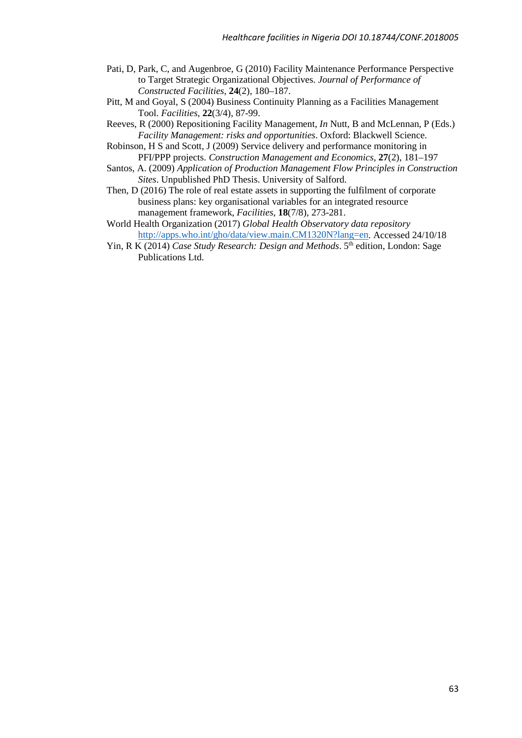Pati, D, Park, C, and Augenbroe, G (2010) Facility Maintenance Performance Perspective to Target Strategic Organizational Objectives. *Journal of Performance of Constructed Facilities*, **24**(2), 180–187.

Pitt, M and Goyal, S (2004) Business Continuity Planning as a Facilities Management Tool. *Facilities*, **22**(3/4), 87-99.

Reeves, R (2000) Repositioning Facility Management, *In* Nutt, B and McLennan, P (Eds.) *Facility Management: risks and opportunities*. Oxford: Blackwell Science.

Robinson, H S and Scott, J (2009) Service delivery and performance monitoring in PFI/PPP projects. *Construction Management and Economics*, **27**(2), 181–197

Santos, A. (2009) *Application of Production Management Flow Principles in Construction Sites*. Unpublished PhD Thesis. University of Salford.

Then, D (2016) The role of real estate assets in supporting the fulfilment of corporate business plans: key organisational variables for an integrated resource management framework, *Facilities*, **18**(7/8), 273-281.

World Health Organization (2017) *Global Health Observatory data repository* http://apps.who.int/gho/data/view.main.CM1320N?lang=en. Accessed 24/10/18

Yin, R K (2014) *Case Study Research: Design and Methods*. 5th edition, London: Sage Publications Ltd.